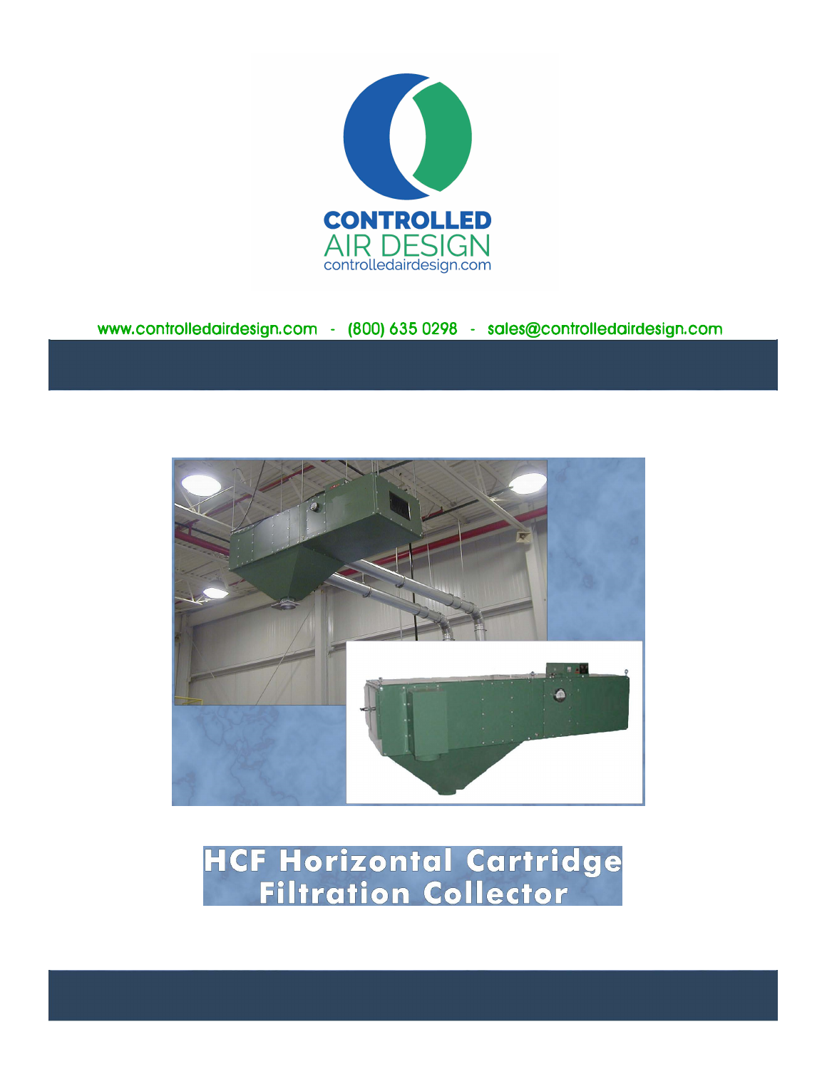CONTROLLED
AIR DESIGN
controlledairdesign.com

www.controlledairdesign.com - (800) 635 0298 - sales@controlledairdesign.com

# HCF Horizontal Cartridge Filtration Collector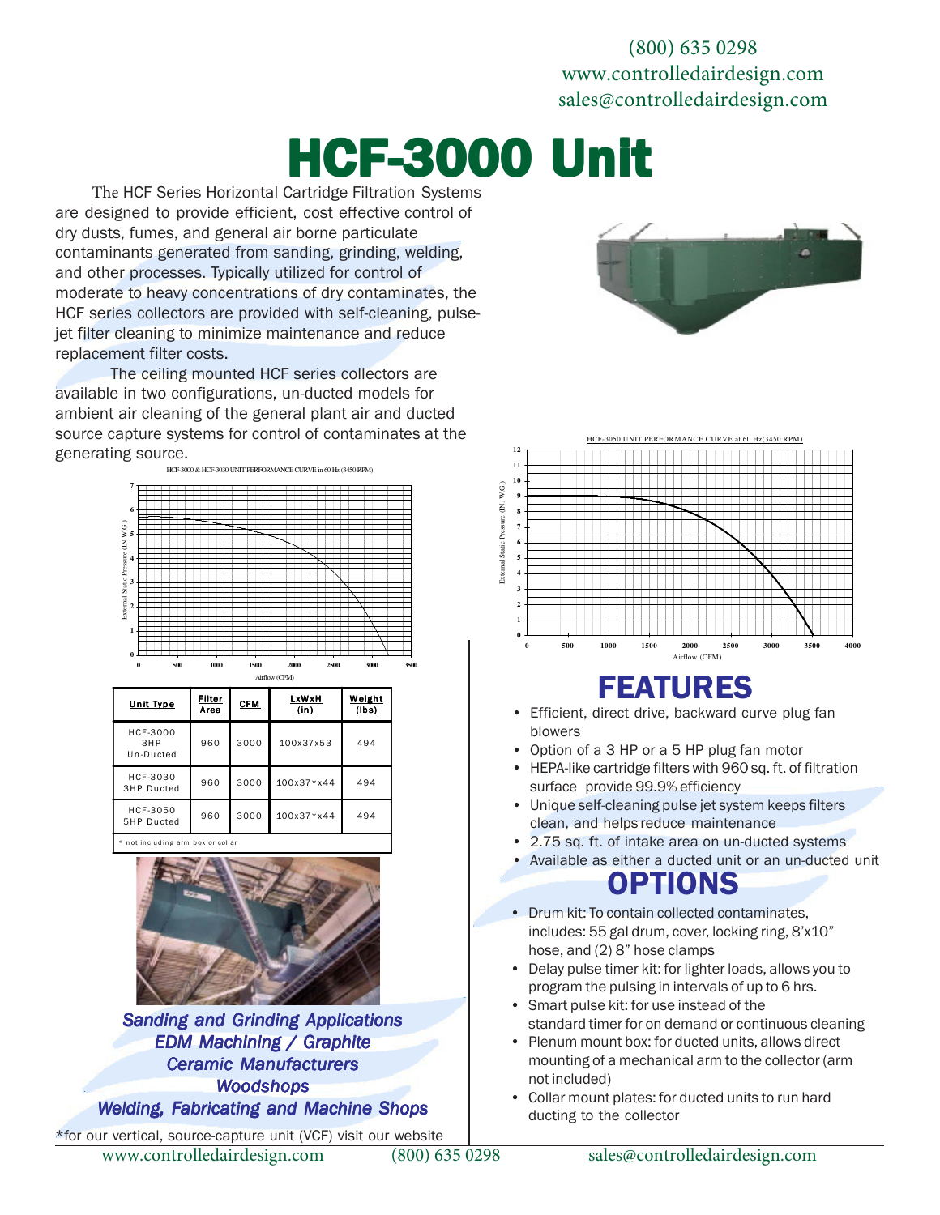(800) 635 0298
www.controlledairdesign.com
sales@controlledairdesign.com

# HCF-3000 Unit

The HCF Series Horizontal Cartridge Filtration Systems are designed to provide efficient, cost effective control of dry dusts, fumes, and general air borne particulate contaminants generated from sanding, grinding, welding, and other processes. Typically utilized for control of moderate to heavy concentrations of dry contaminates, the HCF series collectors are provided with self-cleaning, pulse-jet filter cleaning to minimize maintenance and reduce replacement filter costs.

The ceiling mounted HCF series collectors are available in two configurations, un-ducted models for ambient air cleaning of the general plant air and ducted source capture systems for control of contaminates at the generating source.

HCF-3000 & HCF-3030 UNIT PERFORMANCE CURVE in 60 Hz (3450 RPM)

External Static Pressure (IN W.G.)
0 1 2 3 4 5 6 7
Airflow (CFM)
0 500 1000 1500 2000 2500 3000 3500

| Unit Type | Filter Area | CFM | LxWxH (in) | Weight (lbs) |
|---|---|---|---|---|
| HCF-3000 3HP Un-Ducted | 960 | 3000 | 100x37x53 | 494 |
| HCF-3030 3HP Ducted | 960 | 3000 | 100x37*x44 | 494 |
| HCF-3050 5HP Ducted | 960 | 3000 | 100x37*x44 | 494 |

\* not including arm box or collar

*Sanding and Grinding Applications*
*EDM Machining / Graphite*
*Ceramic Manufacturers*
*Woodshops*
*Welding, Fabricating and Machine Shops*

*for our vertical, source-capture unit (VCF) visit our website

HCF-3050 UNIT PERFORMANCE CURVE at 60 Hz(3450 RPM)

External Static Pressure (IN. W.G.)
0 1 2 3 4 5 6 7 8 9 10 11 12
Airflow (CFM)
0 500 1000 1500 2000 2500 3000 3500 4000

## FEATURES

- Efficient, direct drive, backward curve plug fan blowers
- Option of a 3 HP or a 5 HP plug fan motor
- HEPA-like cartridge filters with 960 sq. ft. of filtration surface provide 99.9% efficiency
- Unique self-cleaning pulse jet system keeps filters clean, and helps reduce maintenance
- 2.75 sq. ft. of intake area on un-ducted systems
- Available as either a ducted unit or an un-ducted unit

## OPTIONS

- Drum kit: To contain collected contaminates, includes: 55 gal drum, cover, locking ring, 8'x10" hose, and (2) 8" hose clamps
- Delay pulse timer kit: for lighter loads, allows you to program the pulsing in intervals of up to 6 hrs.
- Smart pulse kit: for use instead of the standard timer for on demand or continuous cleaning
- Plenum mount box: for ducted units, allows direct mounting of a mechanical arm to the collector (arm not included)
- Collar mount plates: for ducted units to run hard ducting to the collector

www.controlledairdesign.com (800) 635 0298 sales@controlledairdesign.com